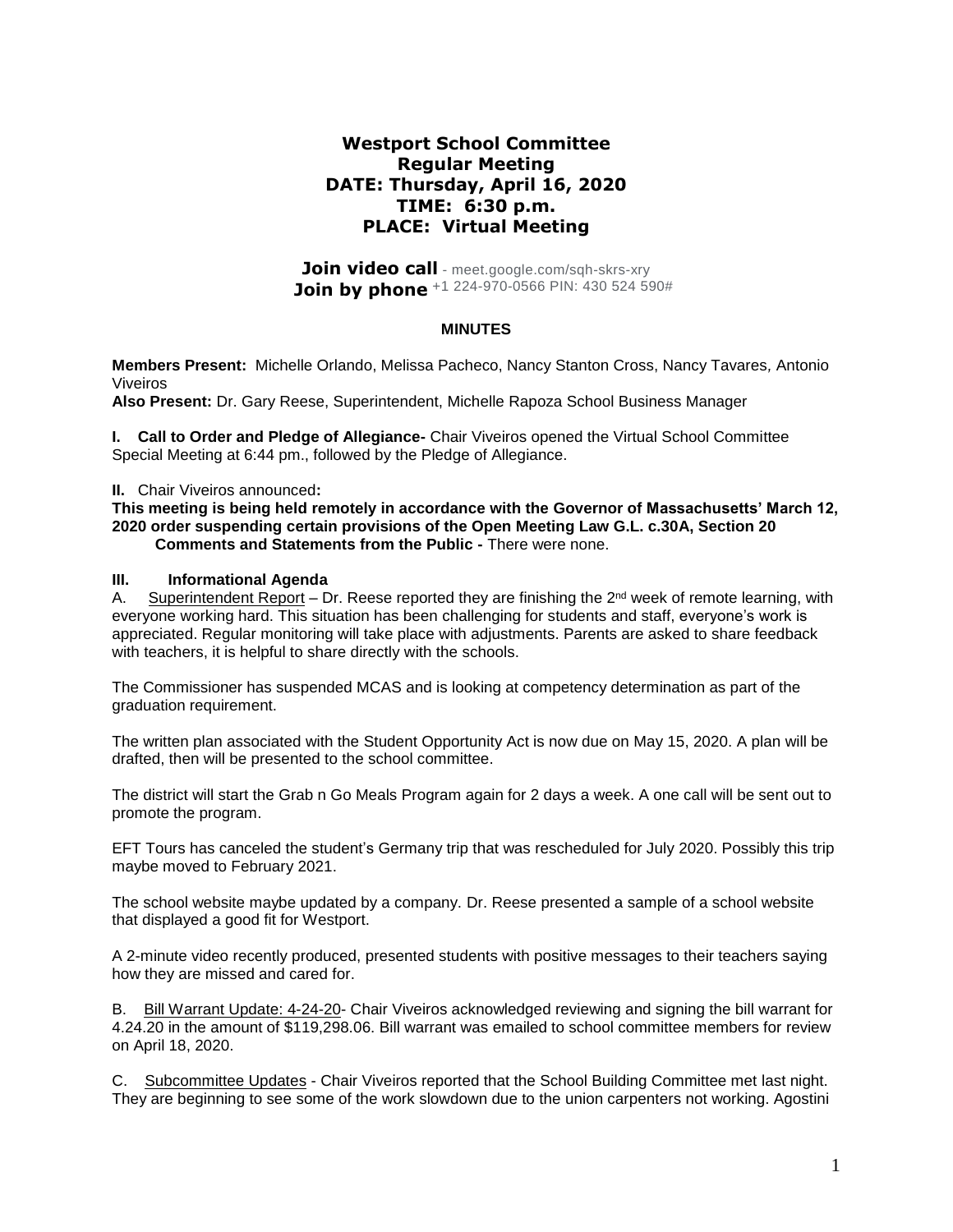# Westport School Committee
## Regular Meeting
## DATE: Thursday, April 16, 2020
## TIME: 6:30 p.m.
## PLACE: Virtual Meeting

**Join video call** - meet.google.com/sqh-skrs-xry
**Join by phone** +1 224-970-0566 PIN: 430 524 590#

**MINUTES**

**Members Present:** Michelle Orlando, Melissa Pacheco, Nancy Stanton Cross, Nancy Tavares, Antonio Viveiros
**Also Present:** Dr. Gary Reese, Superintendent, Michelle Rapoza School Business Manager

**I. Call to Order and Pledge of Allegiance-** Chair Viveiros opened the Virtual School Committee Special Meeting at 6:44 pm., followed by the Pledge of Allegiance.

**II.** Chair Viveiros announced**:**
**This meeting is being held remotely in accordance with the Governor of Massachusetts' March 12, 2020 order suspending certain provisions of the Open Meeting Law G.L. c.30A, Section 20**
**Comments and Statements from the Public -** There were none.

**III. Informational Agenda**

A. Superintendent Report – Dr. Reese reported they are finishing the 2nd week of remote learning, with everyone working hard. This situation has been challenging for students and staff, everyone's work is appreciated. Regular monitoring will take place with adjustments. Parents are asked to share feedback with teachers, it is helpful to share directly with the schools.

The Commissioner has suspended MCAS and is looking at competency determination as part of the graduation requirement.

The written plan associated with the Student Opportunity Act is now due on May 15, 2020. A plan will be drafted, then will be presented to the school committee.

The district will start the Grab n Go Meals Program again for 2 days a week. A one call will be sent out to promote the program.

EFT Tours has canceled the student's Germany trip that was rescheduled for July 2020. Possibly this trip maybe moved to February 2021.

The school website maybe updated by a company. Dr. Reese presented a sample of a school website that displayed a good fit for Westport.

A 2-minute video recently produced, presented students with positive messages to their teachers saying how they are missed and cared for.

B. Bill Warrant Update: 4-24-20- Chair Viveiros acknowledged reviewing and signing the bill warrant for 4.24.20 in the amount of $119,298.06. Bill warrant was emailed to school committee members for review on April 18, 2020.

C. Subcommittee Updates - Chair Viveiros reported that the School Building Committee met last night. They are beginning to see some of the work slowdown due to the union carpenters not working. Agostini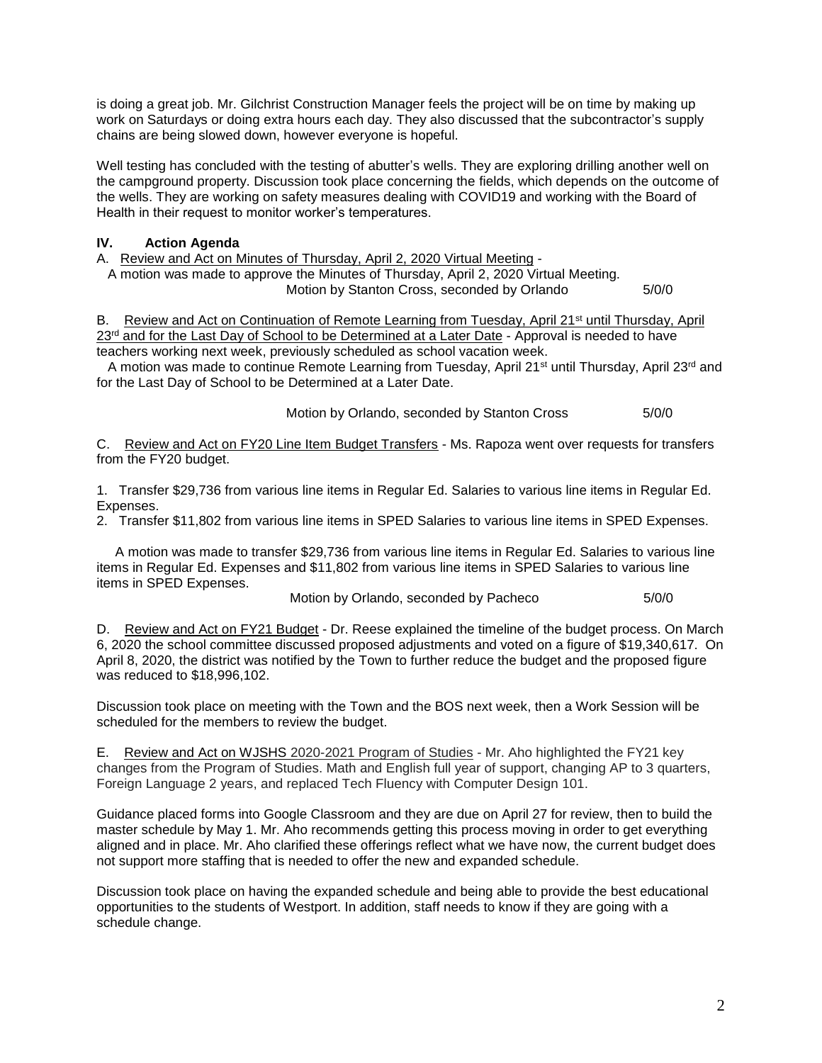is doing a great job. Mr. Gilchrist Construction Manager feels the project will be on time by making up work on Saturdays or doing extra hours each day. They also discussed that the subcontractor's supply chains are being slowed down, however everyone is hopeful.

Well testing has concluded with the testing of abutter's wells. They are exploring drilling another well on the campground property. Discussion took place concerning the fields, which depends on the outcome of the wells. They are working on safety measures dealing with COVID19 and working with the Board of Health in their request to monitor worker's temperatures.

## IV. Action Agenda

A. Review and Act on Minutes of Thursday, April 2, 2020 Virtual Meeting -

A motion was made to approve the Minutes of Thursday, April 2, 2020 Virtual Meeting.

Motion by Stanton Cross, seconded by Orlando 5/0/0

B. Review and Act on Continuation of Remote Learning from Tuesday, April 21st until Thursday, April 23rd and for the Last Day of School to be Determined at a Later Date - Approval is needed to have teachers working next week, previously scheduled as school vacation week.

A motion was made to continue Remote Learning from Tuesday, April 21st until Thursday, April 23rd and for the Last Day of School to be Determined at a Later Date.

Motion by Orlando, seconded by Stanton Cross 5/0/0

C. Review and Act on FY20 Line Item Budget Transfers - Ms. Rapoza went over requests for transfers from the FY20 budget.

1. Transfer $29,736 from various line items in Regular Ed. Salaries to various line items in Regular Ed. Expenses.
2. Transfer $11,802 from various line items in SPED Salaries to various line items in SPED Expenses.

A motion was made to transfer $29,736 from various line items in Regular Ed. Salaries to various line items in Regular Ed. Expenses and $11,802 from various line items in SPED Salaries to various line items in SPED Expenses.

Motion by Orlando, seconded by Pacheco 5/0/0

D. Review and Act on FY21 Budget - Dr. Reese explained the timeline of the budget process. On March 6, 2020 the school committee discussed proposed adjustments and voted on a figure of $19,340,617. On April 8, 2020, the district was notified by the Town to further reduce the budget and the proposed figure was reduced to $18,996,102.

Discussion took place on meeting with the Town and the BOS next week, then a Work Session will be scheduled for the members to review the budget.

E. Review and Act on WJSHS 2020-2021 Program of Studies - Mr. Aho highlighted the FY21 key changes from the Program of Studies. Math and English full year of support, changing AP to 3 quarters, Foreign Language 2 years, and replaced Tech Fluency with Computer Design 101.

Guidance placed forms into Google Classroom and they are due on April 27 for review, then to build the master schedule by May 1. Mr. Aho recommends getting this process moving in order to get everything aligned and in place. Mr. Aho clarified these offerings reflect what we have now, the current budget does not support more staffing that is needed to offer the new and expanded schedule.

Discussion took place on having the expanded schedule and being able to provide the best educational opportunities to the students of Westport. In addition, staff needs to know if they are going with a schedule change.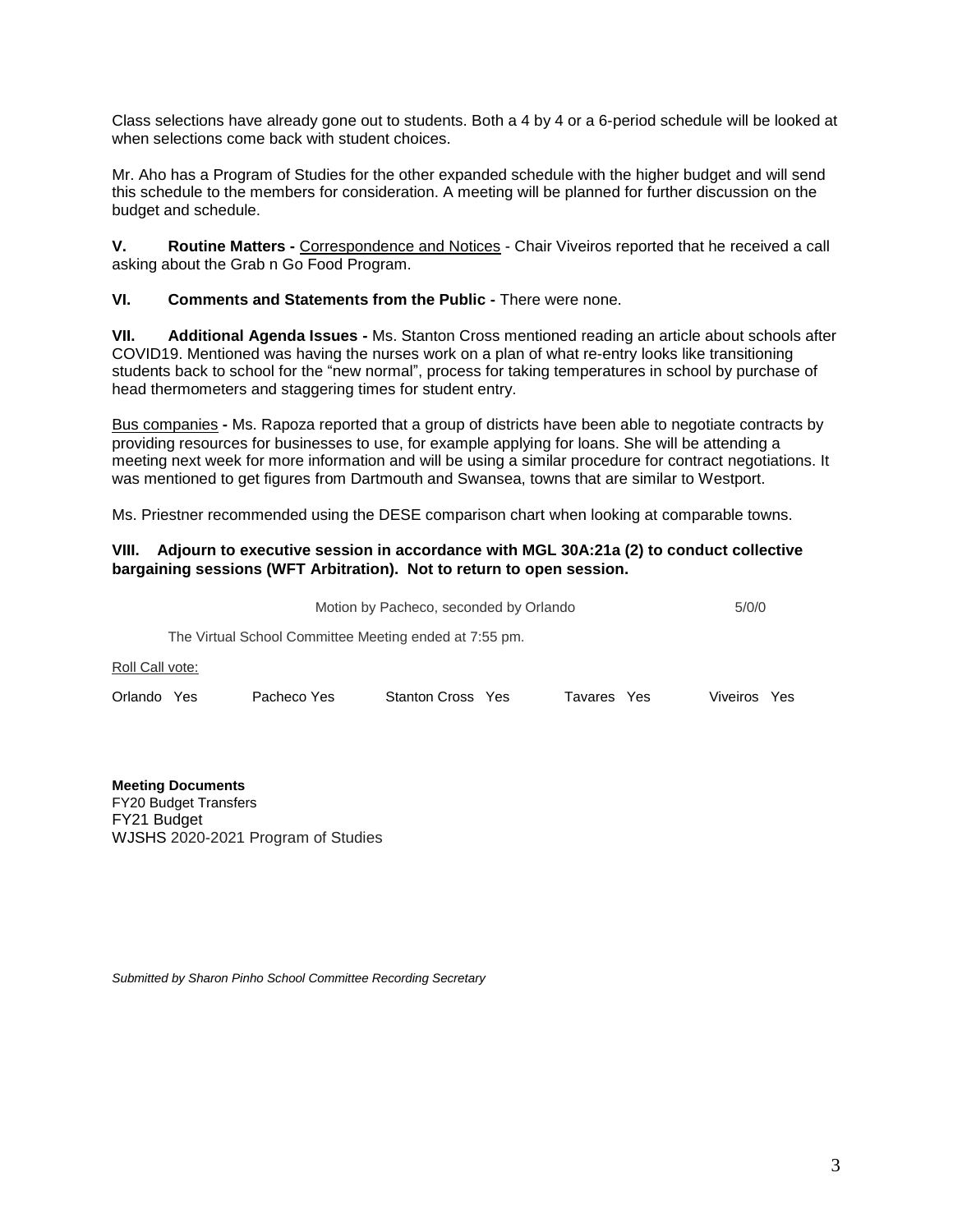Class selections have already gone out to students. Both a 4 by 4 or a 6-period schedule will be looked at when selections come back with student choices.

Mr. Aho has a Program of Studies for the other expanded schedule with the higher budget and will send this schedule to the members for consideration. A meeting will be planned for further discussion on the budget and schedule.

**V. Routine Matters -** Correspondence and Notices - Chair Viveiros reported that he received a call asking about the Grab n Go Food Program.

**VI. Comments and Statements from the Public -** There were none.

**VII. Additional Agenda Issues -** Ms. Stanton Cross mentioned reading an article about schools after COVID19. Mentioned was having the nurses work on a plan of what re-entry looks like transitioning students back to school for the "new normal", process for taking temperatures in school by purchase of head thermometers and staggering times for student entry.

Bus companies **-** Ms. Rapoza reported that a group of districts have been able to negotiate contracts by providing resources for businesses to use, for example applying for loans. She will be attending a meeting next week for more information and will be using a similar procedure for contract negotiations. It was mentioned to get figures from Dartmouth and Swansea, towns that are similar to Westport.

Ms. Priestner recommended using the DESE comparison chart when looking at comparable towns.

**VIII. Adjourn to executive session in accordance with MGL 30A:21a (2) to conduct collective bargaining sessions (WFT Arbitration). Not to return to open session.**

Motion by Pacheco, seconded by Orlando 5/0/0

The Virtual School Committee Meeting ended at 7:55 pm.

Roll Call vote:

Orlando Yes Pacheco Yes Stanton Cross Yes Tavares Yes Viveiros Yes

**Meeting Documents**
FY20 Budget Transfers
FY21 Budget
WJSHS 2020-2021 Program of Studies

*Submitted by Sharon Pinho School Committee Recording Secretary*